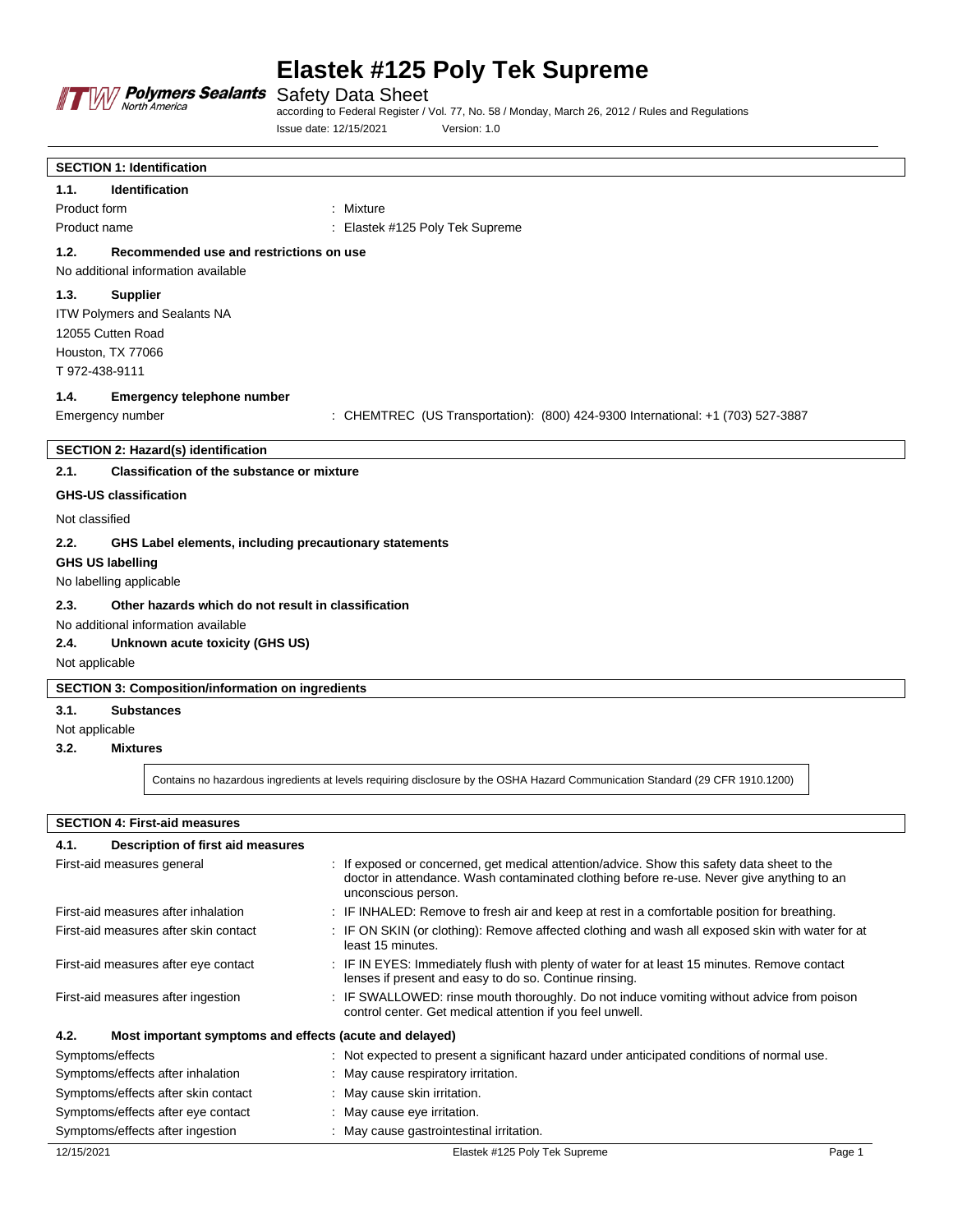# Elastek #125 Poly Tek Supreme

Safety Data Sheet

according to Federal Register / Vol. 77, No. 58 / Monday, March 26, 2012 / Rules and Regulations

Issue date: 12/15/2021 Version: 1.0

## SECTION 1: Identification

### 1.1. Identification

| | |
|---|---|
| Product form | : Mixture |
| Product name | : Elastek #125 Poly Tek Supreme |

### 1.2. Recommended use and restrictions on use

No additional information available

### 1.3. Supplier

ITW Polymers and Sealants NA
12055 Cutten Road
Houston, TX 77066
T 972-438-9111

### 1.4. Emergency telephone number

| | |
|---|---|
| Emergency number | : CHEMTREC (US Transportation): (800) 424-9300 International: +1 (703) 527-3887 |

## SECTION 2: Hazard(s) identification

### 2.1. Classification of the substance or mixture

**GHS-US classification**

Not classified

### 2.2. GHS Label elements, including precautionary statements

**GHS US labelling**

No labelling applicable

### 2.3. Other hazards which do not result in classification

No additional information available

### 2.4. Unknown acute toxicity (GHS US)

Not applicable

## SECTION 3: Composition/information on ingredients

### 3.1. Substances

Not applicable

### 3.2. Mixtures

Contains no hazardous ingredients at levels requiring disclosure by the OSHA Hazard Communication Standard (29 CFR 1910.1200)

## SECTION 4: First-aid measures

### 4.1. Description of first aid measures

| | |
|---|---|
| First-aid measures general | : If exposed or concerned, get medical attention/advice. Show this safety data sheet to the doctor in attendance. Wash contaminated clothing before re-use. Never give anything to an unconscious person. |
| First-aid measures after inhalation | : IF INHALED: Remove to fresh air and keep at rest in a comfortable position for breathing. |
| First-aid measures after skin contact | : IF ON SKIN (or clothing): Remove affected clothing and wash all exposed skin with water for at least 15 minutes. |
| First-aid measures after eye contact | : IF IN EYES: Immediately flush with plenty of water for at least 15 minutes. Remove contact lenses if present and easy to do so. Continue rinsing. |
| First-aid measures after ingestion | : IF SWALLOWED: rinse mouth thoroughly. Do not induce vomiting without advice from poison control center. Get medical attention if you feel unwell. |

### 4.2. Most important symptoms and effects (acute and delayed)

| | |
|---|---|
| Symptoms/effects | : Not expected to present a significant hazard under anticipated conditions of normal use. |
| Symptoms/effects after inhalation | : May cause respiratory irritation. |
| Symptoms/effects after skin contact | : May cause skin irritation. |
| Symptoms/effects after eye contact | : May cause eye irritation. |
| Symptoms/effects after ingestion | : May cause gastrointestinal irritation. |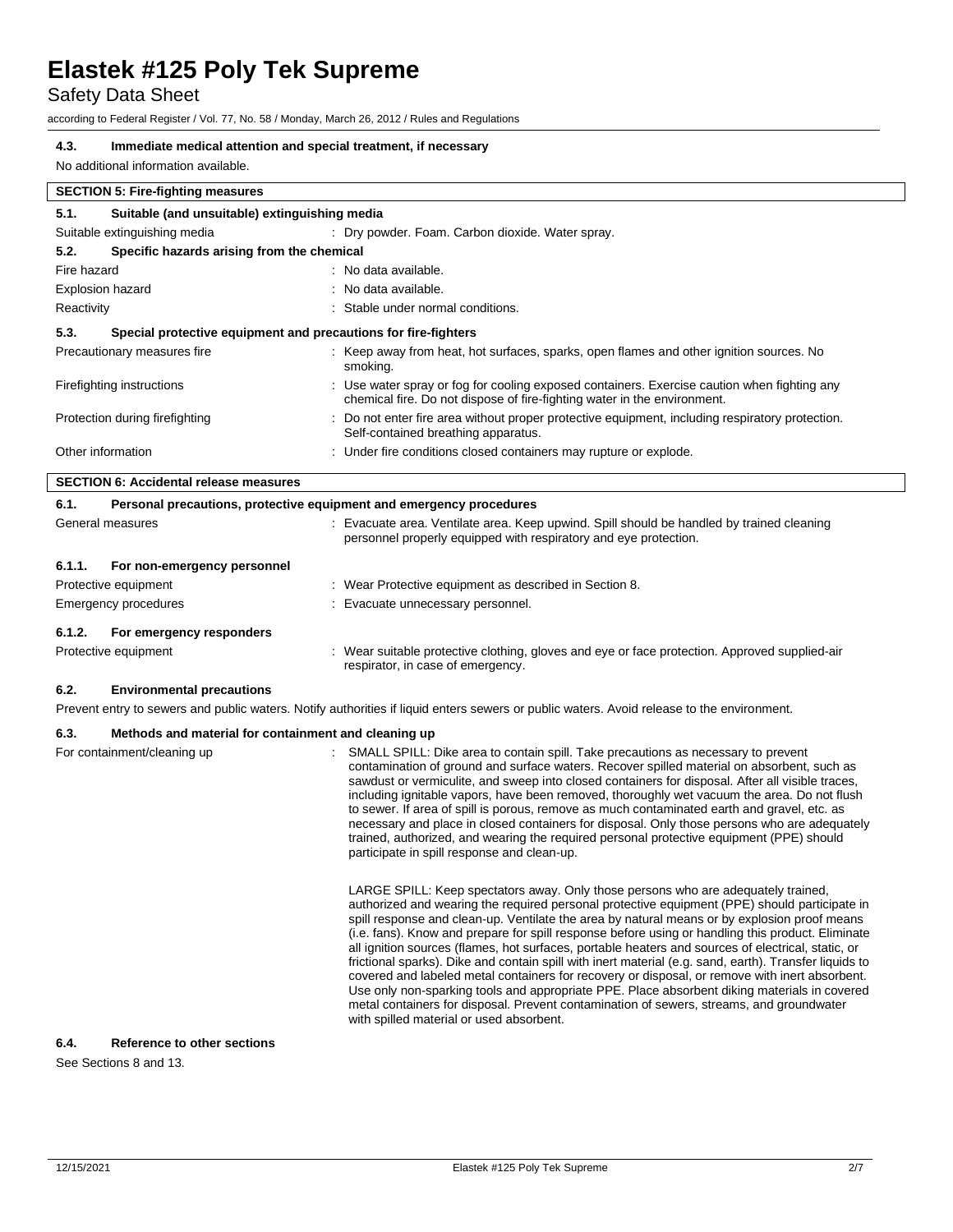### 4.3. Immediate medical attention and special treatment, if necessary

No additional information available.

## SECTION 5: Fire-fighting measures

### 5.1. Suitable (and unsuitable) extinguishing media

| | |
|---|---|
| Suitable extinguishing media | : Dry powder. Foam. Carbon dioxide. Water spray. |

### 5.2. Specific hazards arising from the chemical

| | |
|---|---|
| Fire hazard | : No data available. |
| Explosion hazard | : No data available. |
| Reactivity | : Stable under normal conditions. |

### 5.3. Special protective equipment and precautions for fire-fighters

| | |
|---|---|
| Precautionary measures fire | : Keep away from heat, hot surfaces, sparks, open flames and other ignition sources. No smoking. |
| Firefighting instructions | : Use water spray or fog for cooling exposed containers. Exercise caution when fighting any chemical fire. Do not dispose of fire-fighting water in the environment. |
| Protection during firefighting | : Do not enter fire area without proper protective equipment, including respiratory protection. Self-contained breathing apparatus. |
| Other information | : Under fire conditions closed containers may rupture or explode. |

## SECTION 6: Accidental release measures

### 6.1. Personal precautions, protective equipment and emergency procedures

| | |
|---|---|
| General measures | : Evacuate area. Ventilate area. Keep upwind. Spill should be handled by trained cleaning personnel properly equipped with respiratory and eye protection. |

#### 6.1.1. For non-emergency personnel

| | |
|---|---|
| Protective equipment | : Wear Protective equipment as described in Section 8. |
| Emergency procedures | : Evacuate unnecessary personnel. |

#### 6.1.2. For emergency responders

| | |
|---|---|
| Protective equipment | : Wear suitable protective clothing, gloves and eye or face protection. Approved supplied-air respirator, in case of emergency. |

### 6.2. Environmental precautions

Prevent entry to sewers and public waters. Notify authorities if liquid enters sewers or public waters. Avoid release to the environment.

### 6.3. Methods and material for containment and cleaning up

For containment/cleaning up : SMALL SPILL: Dike area to contain spill. Take precautions as necessary to prevent contamination of ground and surface waters. Recover spilled material on absorbent, such as sawdust or vermiculite, and sweep into closed containers for disposal. After all visible traces, including ignitable vapors, have been removed, thoroughly wet vacuum the area. Do not flush to sewer. If area of spill is porous, remove as much contaminated earth and gravel, etc. as necessary and place in closed containers for disposal. Only those persons who are adequately trained, authorized, and wearing the required personal protective equipment (PPE) should participate in spill response and clean-up.

LARGE SPILL: Keep spectators away. Only those persons who are adequately trained, authorized and wearing the required personal protective equipment (PPE) should participate in spill response and clean-up. Ventilate the area by natural means or by explosion proof means (i.e. fans). Know and prepare for spill response before using or handling this product. Eliminate all ignition sources (flames, hot surfaces, portable heaters and sources of electrical, static, or frictional sparks). Dike and contain spill with inert material (e.g. sand, earth). Transfer liquids to covered and labeled metal containers for recovery or disposal, or remove with inert absorbent. Use only non-sparking tools and appropriate PPE. Place absorbent diking materials in covered metal containers for disposal. Prevent contamination of sewers, streams, and groundwater with spilled material or used absorbent.

### 6.4. Reference to other sections

See Sections 8 and 13.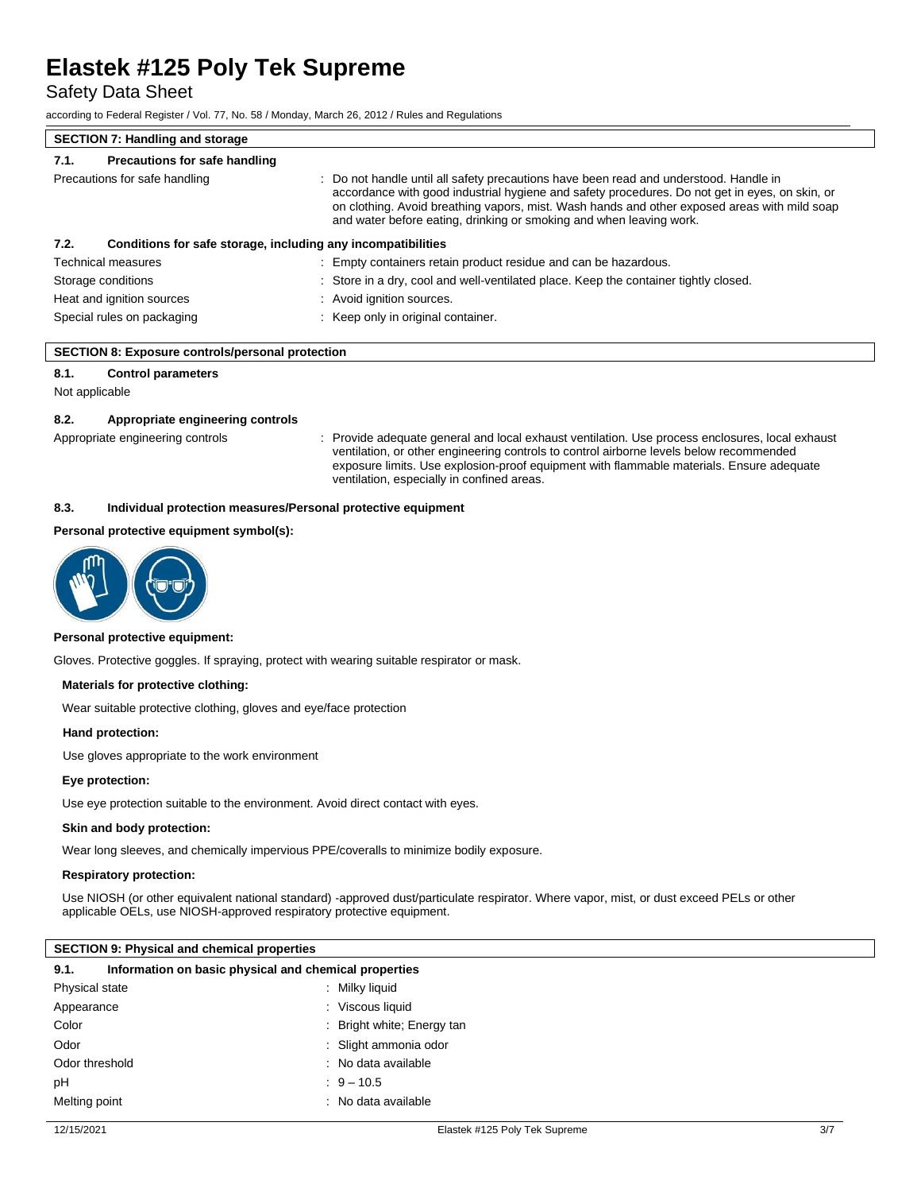## SECTION 7: Handling and storage

### 7.1. Precautions for safe handling

| | |
|---|---|
| Precautions for safe handling | : Do not handle until all safety precautions have been read and understood. Handle in accordance with good industrial hygiene and safety procedures. Do not get in eyes, on skin, or on clothing. Avoid breathing vapors, mist. Wash hands and other exposed areas with mild soap and water before eating, drinking or smoking and when leaving work. |

### 7.2. Conditions for safe storage, including any incompatibilities

| | |
|---|---|
| Technical measures | : Empty containers retain product residue and can be hazardous. |
| Storage conditions | : Store in a dry, cool and well-ventilated place. Keep the container tightly closed. |
| Heat and ignition sources | : Avoid ignition sources. |
| Special rules on packaging | : Keep only in original container. |

## SECTION 8: Exposure controls/personal protection

### 8.1. Control parameters

Not applicable

### 8.2. Appropriate engineering controls

| | |
|---|---|
| Appropriate engineering controls | : Provide adequate general and local exhaust ventilation. Use process enclosures, local exhaust ventilation, or other engineering controls to control airborne levels below recommended exposure limits. Use explosion-proof equipment with flammable materials. Ensure adequate ventilation, especially in confined areas. |

### 8.3. Individual protection measures/Personal protective equipment

**Personal protective equipment symbol(s):**

**Personal protective equipment:**

Gloves. Protective goggles. If spraying, protect with wearing suitable respirator or mask.

**Materials for protective clothing:**

Wear suitable protective clothing, gloves and eye/face protection

**Hand protection:**

Use gloves appropriate to the work environment

**Eye protection:**

Use eye protection suitable to the environment. Avoid direct contact with eyes.

**Skin and body protection:**

Wear long sleeves, and chemically impervious PPE/coveralls to minimize bodily exposure.

**Respiratory protection:**

Use NIOSH (or other equivalent national standard) -approved dust/particulate respirator. Where vapor, mist, or dust exceed PELs or other applicable OELs, use NIOSH-approved respiratory protective equipment.

## SECTION 9: Physical and chemical properties

### 9.1. Information on basic physical and chemical properties

| | |
|---|---|
| Physical state | : Milky liquid |
| Appearance | : Viscous liquid |
| Color | : Bright white; Energy tan |
| Odor | : Slight ammonia odor |
| Odor threshold | : No data available |
| pH | : 9 – 10.5 |
| Melting point | : No data available |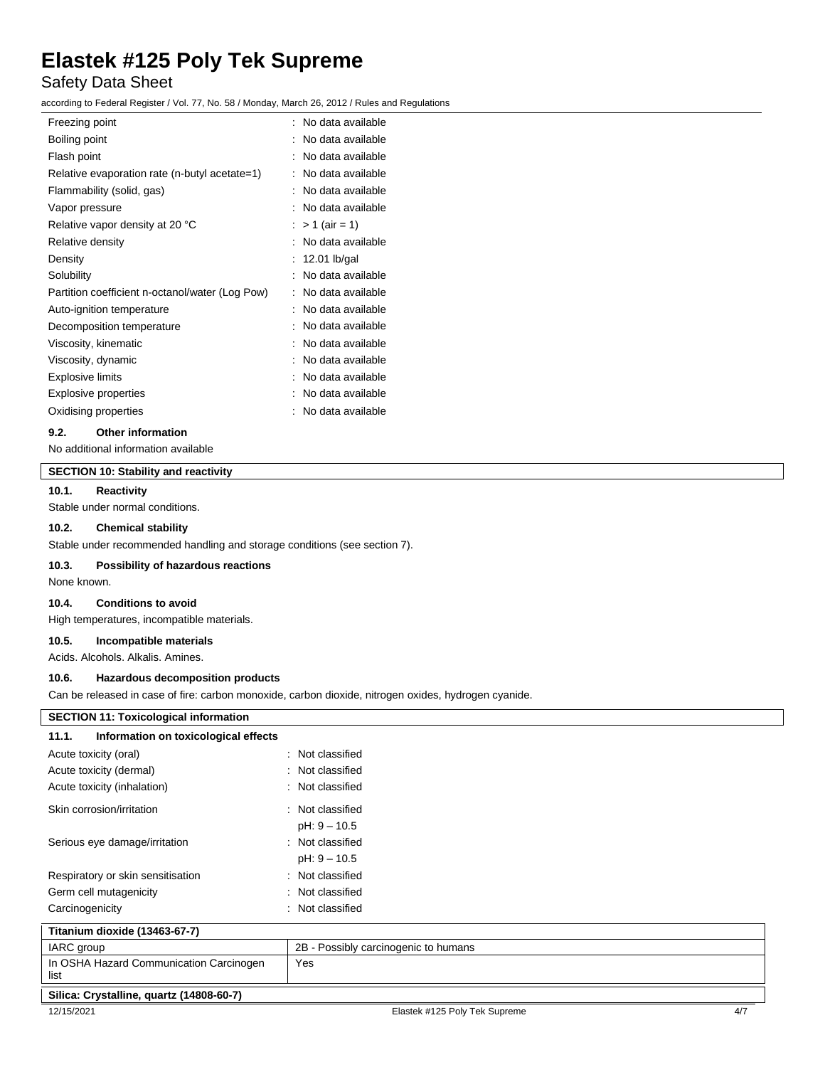| | |
|---|---|
| Freezing point | : No data available |
| Boiling point | : No data available |
| Flash point | : No data available |
| Relative evaporation rate (n-butyl acetate=1) | : No data available |
| Flammability (solid, gas) | : No data available |
| Vapor pressure | : No data available |
| Relative vapor density at 20 °C | : > 1 (air = 1) |
| Relative density | : No data available |
| Density | : 12.01 lb/gal |
| Solubility | : No data available |
| Partition coefficient n-octanol/water (Log Pow) | : No data available |
| Auto-ignition temperature | : No data available |
| Decomposition temperature | : No data available |
| Viscosity, kinematic | : No data available |
| Viscosity, dynamic | : No data available |
| Explosive limits | : No data available |
| Explosive properties | : No data available |
| Oxidising properties | : No data available |

### 9.2. Other information

No additional information available

## SECTION 10: Stability and reactivity

### 10.1. Reactivity

Stable under normal conditions.

### 10.2. Chemical stability

Stable under recommended handling and storage conditions (see section 7).

### 10.3. Possibility of hazardous reactions

None known.

### 10.4. Conditions to avoid

High temperatures, incompatible materials.

### 10.5. Incompatible materials

Acids. Alcohols. Alkalis. Amines.

### 10.6. Hazardous decomposition products

Can be released in case of fire: carbon monoxide, carbon dioxide, nitrogen oxides, hydrogen cyanide.

## SECTION 11: Toxicological information

### 11.1. Information on toxicological effects

| | |
|---|---|
| Acute toxicity (oral) | : Not classified |
| Acute toxicity (dermal) | : Not classified |
| Acute toxicity (inhalation) | : Not classified |
| Skin corrosion/irritation | : Not classified<br>pH: 9 – 10.5 |
| Serious eye damage/irritation | : Not classified<br>pH: 9 – 10.5 |
| Respiratory or skin sensitisation | : Not classified |
| Germ cell mutagenicity | : Not classified |
| Carcinogenicity | : Not classified |

| Titanium dioxide (13463-67-7) | |
|---|---|
| IARC group | 2B - Possibly carcinogenic to humans |
| In OSHA Hazard Communication Carcinogen list | Yes |

| Silica: Crystalline, quartz (14808-60-7) |
|---|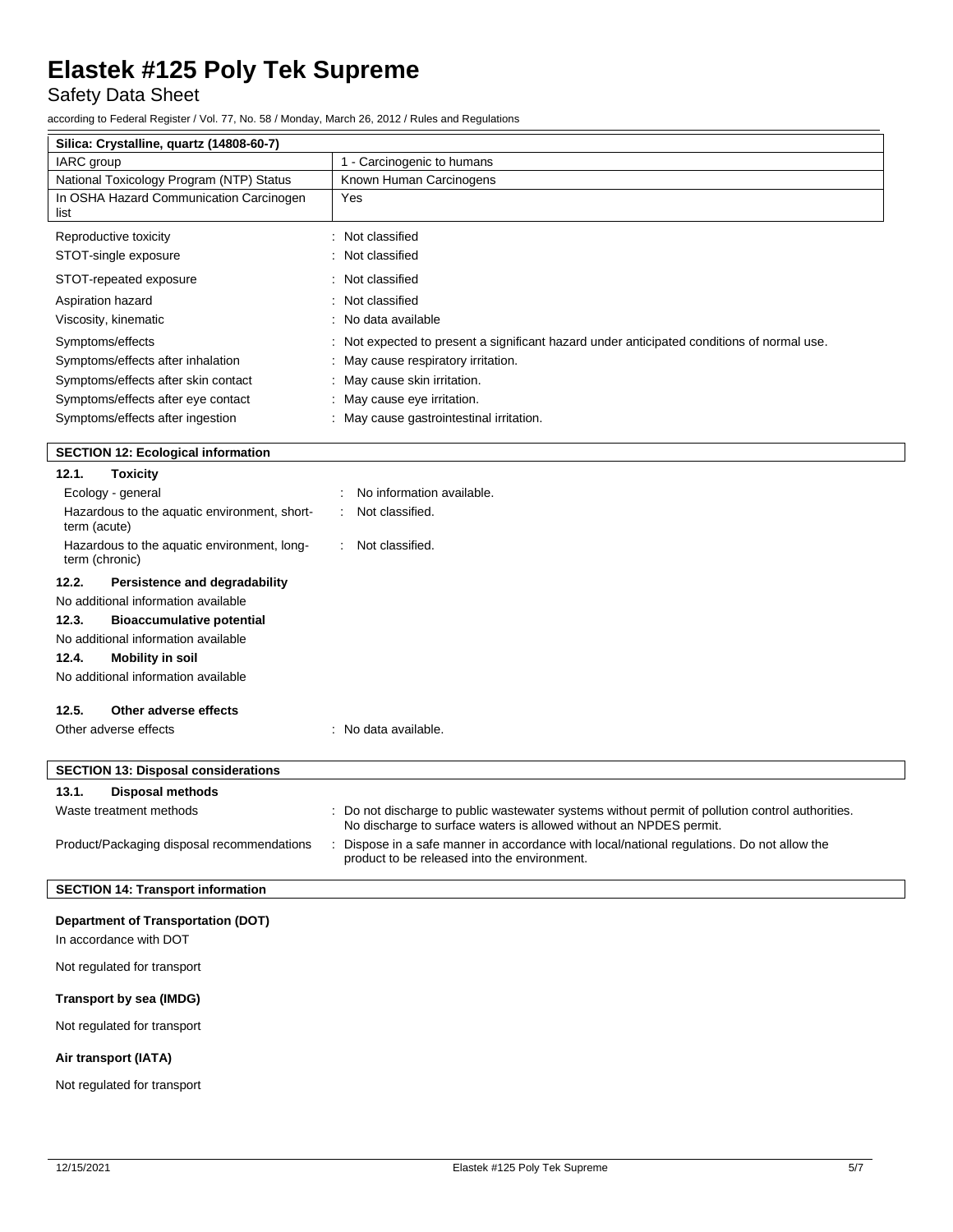| Silica: Crystalline, quartz (14808-60-7) | |
|---|---|
| IARC group | 1 - Carcinogenic to humans |
| National Toxicology Program (NTP) Status | Known Human Carcinogens |
| In OSHA Hazard Communication Carcinogen list | Yes |

Reproductive toxicity : Not classified

STOT-single exposure : Not classified

STOT-repeated exposure : Not classified

Aspiration hazard : Not classified

Viscosity, kinematic : No data available

Symptoms/effects : Not expected to present a significant hazard under anticipated conditions of normal use.

Symptoms/effects after inhalation : May cause respiratory irritation.

Symptoms/effects after skin contact : May cause skin irritation.

Symptoms/effects after eye contact : May cause eye irritation.

Symptoms/effects after ingestion : May cause gastrointestinal irritation.

## SECTION 12: Ecological information

### 12.1. Toxicity

Ecology - general : No information available.

Hazardous to the aquatic environment, short-term (acute) : Not classified.

Hazardous to the aquatic environment, long-term (chronic) : Not classified.

### 12.2. Persistence and degradability

No additional information available

### 12.3. Bioaccumulative potential

No additional information available

### 12.4. Mobility in soil

No additional information available

### 12.5. Other adverse effects

Other adverse effects : No data available.

## SECTION 13: Disposal considerations

### 13.1. Disposal methods

Waste treatment methods : Do not discharge to public wastewater systems without permit of pollution control authorities. No discharge to surface waters is allowed without an NPDES permit.

Product/Packaging disposal recommendations : Dispose in a safe manner in accordance with local/national regulations. Do not allow the product to be released into the environment.

## SECTION 14: Transport information

**Department of Transportation (DOT)**

In accordance with DOT

Not regulated for transport

**Transport by sea (IMDG)**

Not regulated for transport

**Air transport (IATA)**

Not regulated for transport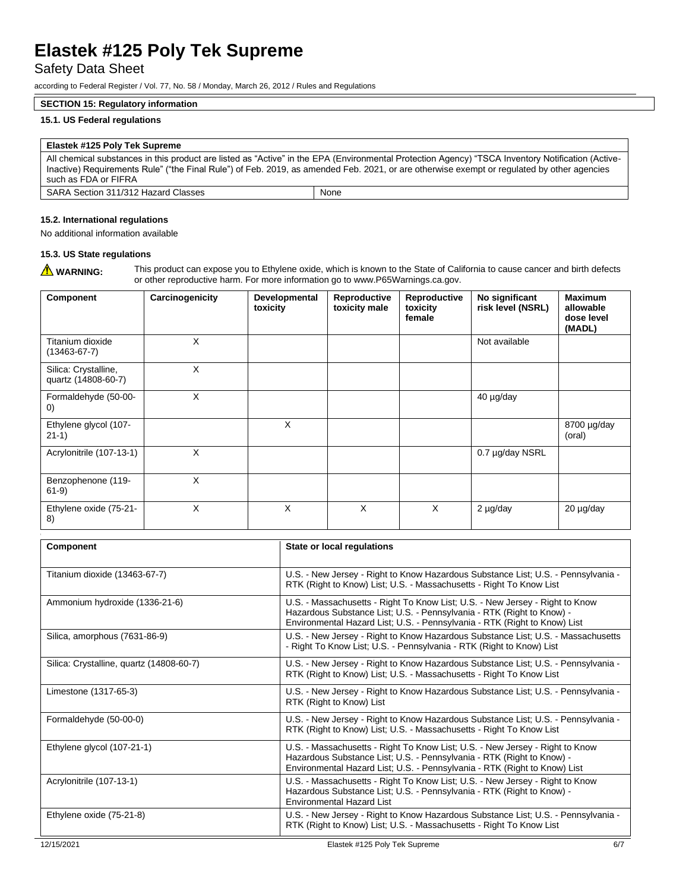# Elastek #125 Poly Tek Supreme

Safety Data Sheet

according to Federal Register / Vol. 77, No. 58 / Monday, March 26, 2012 / Rules and Regulations

## SECTION 15: Regulatory information

### 15.1. US Federal regulations

| Elastek #125 Poly Tek Supreme | |
|---|---|
| All chemical substances in this product are listed as "Active" in the EPA (Environmental Protection Agency) "TSCA Inventory Notification (Active-Inactive) Requirements Rule" ("the Final Rule") of Feb. 2019, as amended Feb. 2021, or are otherwise exempt or regulated by other agencies such as FDA or FIFRA | |
| SARA Section 311/312 Hazard Classes | None |

### 15.2. International regulations

No additional information available

### 15.3. US State regulations

⚠ **WARNING:** This product can expose you to Ethylene oxide, which is known to the State of California to cause cancer and birth defects or other reproductive harm. For more information go to www.P65Warnings.ca.gov.

| Component | Carcinogenicity | Developmental toxicity | Reproductive toxicity male | Reproductive toxicity female | No significant risk level (NSRL) | Maximum allowable dose level (MADL) |
|---|---|---|---|---|---|---|
| Titanium dioxide (13463-67-7) | X | | | | Not available | |
| Silica: Crystalline, quartz (14808-60-7) | X | | | | | |
| Formaldehyde (50-00-0) | X | | | | 40 µg/day | |
| Ethylene glycol (107-21-1) | | X | | | | 8700 µg/day (oral) |
| Acrylonitrile (107-13-1) | X | | | | 0.7 µg/day NSRL | |
| Benzophenone (119-61-9) | X | | | | | |
| Ethylene oxide (75-21-8) | X | X | X | X | 2 µg/day | 20 µg/day |

| Component | State or local regulations |
|---|---|
| Titanium dioxide (13463-67-7) | U.S. - New Jersey - Right to Know Hazardous Substance List; U.S. - Pennsylvania - RTK (Right to Know) List; U.S. - Massachusetts - Right To Know List |
| Ammonium hydroxide (1336-21-6) | U.S. - Massachusetts - Right To Know List; U.S. - New Jersey - Right to Know Hazardous Substance List; U.S. - Pennsylvania - RTK (Right to Know) - Environmental Hazard List; U.S. - Pennsylvania - RTK (Right to Know) List |
| Silica, amorphous (7631-86-9) | U.S. - New Jersey - Right to Know Hazardous Substance List; U.S. - Massachusetts - Right To Know List; U.S. - Pennsylvania - RTK (Right to Know) List |
| Silica: Crystalline, quartz (14808-60-7) | U.S. - New Jersey - Right to Know Hazardous Substance List; U.S. - Pennsylvania - RTK (Right to Know) List; U.S. - Massachusetts - Right To Know List |
| Limestone (1317-65-3) | U.S. - New Jersey - Right to Know Hazardous Substance List; U.S. - Pennsylvania - RTK (Right to Know) List |
| Formaldehyde (50-00-0) | U.S. - New Jersey - Right to Know Hazardous Substance List; U.S. - Pennsylvania - RTK (Right to Know) List; U.S. - Massachusetts - Right To Know List |
| Ethylene glycol (107-21-1) | U.S. - Massachusetts - Right To Know List; U.S. - New Jersey - Right to Know Hazardous Substance List; U.S. - Pennsylvania - RTK (Right to Know) - Environmental Hazard List; U.S. - Pennsylvania - RTK (Right to Know) List |
| Acrylonitrile (107-13-1) | U.S. - Massachusetts - Right To Know List; U.S. - New Jersey - Right to Know Hazardous Substance List; U.S. - Pennsylvania - RTK (Right to Know) - Environmental Hazard List |
| Ethylene oxide (75-21-8) | U.S. - New Jersey - Right to Know Hazardous Substance List; U.S. - Pennsylvania - RTK (Right to Know) List; U.S. - Massachusetts - Right To Know List |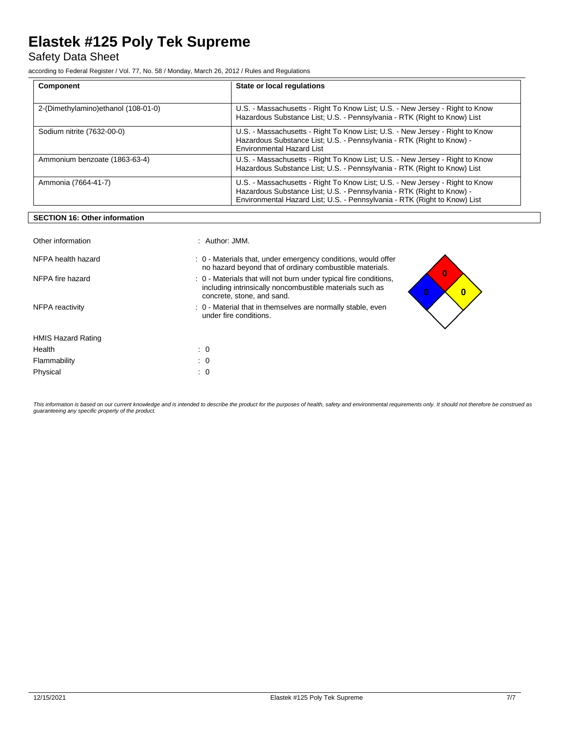# Elastek #125 Poly Tek Supreme

Safety Data Sheet

according to Federal Register / Vol. 77, No. 58 / Monday, March 26, 2012 / Rules and Regulations

| Component | State or local regulations |
|---|---|
| 2-(Dimethylamino)ethanol (108-01-0) | U.S. - Massachusetts - Right To Know List; U.S. - New Jersey - Right to Know Hazardous Substance List; U.S. - Pennsylvania - RTK (Right to Know) List |
| Sodium nitrite (7632-00-0) | U.S. - Massachusetts - Right To Know List; U.S. - New Jersey - Right to Know Hazardous Substance List; U.S. - Pennsylvania - RTK (Right to Know) - Environmental Hazard List |
| Ammonium benzoate (1863-63-4) | U.S. - Massachusetts - Right To Know List; U.S. - New Jersey - Right to Know Hazardous Substance List; U.S. - Pennsylvania - RTK (Right to Know) List |
| Ammonia (7664-41-7) | U.S. - Massachusetts - Right To Know List; U.S. - New Jersey - Right to Know Hazardous Substance List; U.S. - Pennsylvania - RTK (Right to Know) - Environmental Hazard List; U.S. - Pennsylvania - RTK (Right to Know) List |

## SECTION 16: Other information

Other information : Author: JMM.

NFPA health hazard : 0 - Materials that, under emergency conditions, would offer no hazard beyond that of ordinary combustible materials.

NFPA fire hazard : 0 - Materials that will not burn under typical fire conditions, including intrinsically noncombustible materials such as concrete, stone, and sand.

NFPA reactivity : 0 - Material that in themselves are normally stable, even under fire conditions.

0
0
0

HMIS Hazard Rating

Health : 0

Flammability : 0

Physical : 0

*This information is based on our current knowledge and is intended to describe the product for the purposes of health, safety and environmental requirements only. It should not therefore be construed as guaranteeing any specific property of the product.*